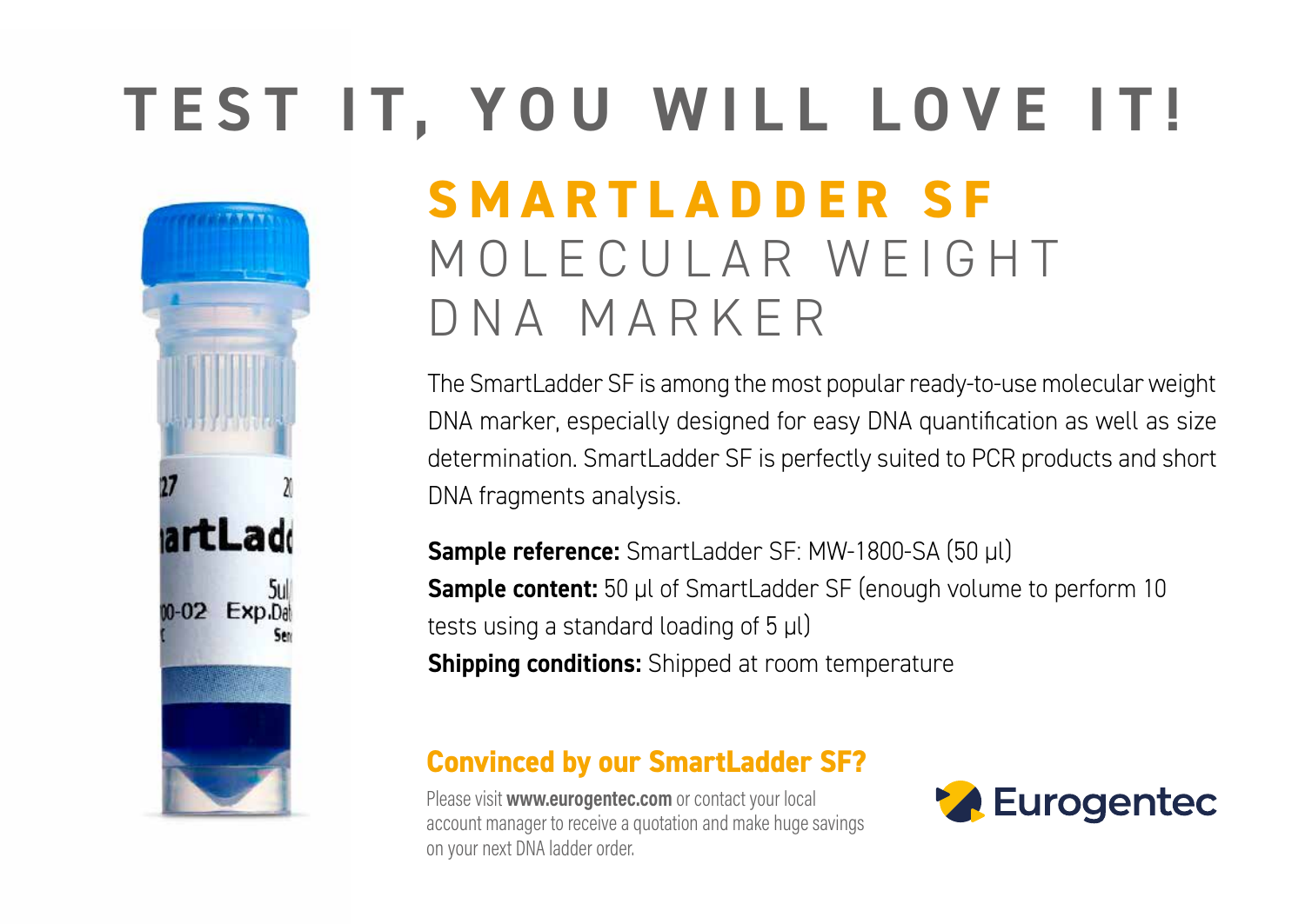# TEST IT, YOU WILL LOVE IT!

## SMARTLADDER SF

## MOLECULAR WEIGHT DNA MARKER

The SmartLadder SF is among the most popular ready-to-use molecular weight DNA marker, especially designed for easy DNA quantification as well as size determination. SmartLadder SF is perfectly suited to PCR products and short DNA fragments analysis.

**Sample reference:** SmartLadder SF: MW-1800-SA (50 µl)
**Sample content:** 50 µl of SmartLadder SF (enough volume to perform 10 tests using a standard loading of 5 µl)
**Shipping conditions:** Shipped at room temperature

### Convinced by our SmartLadder SF?

Please visit **www.eurogentec.com** or contact your local account manager to receive a quotation and make huge savings on your next DNA ladder order.

Eurogentec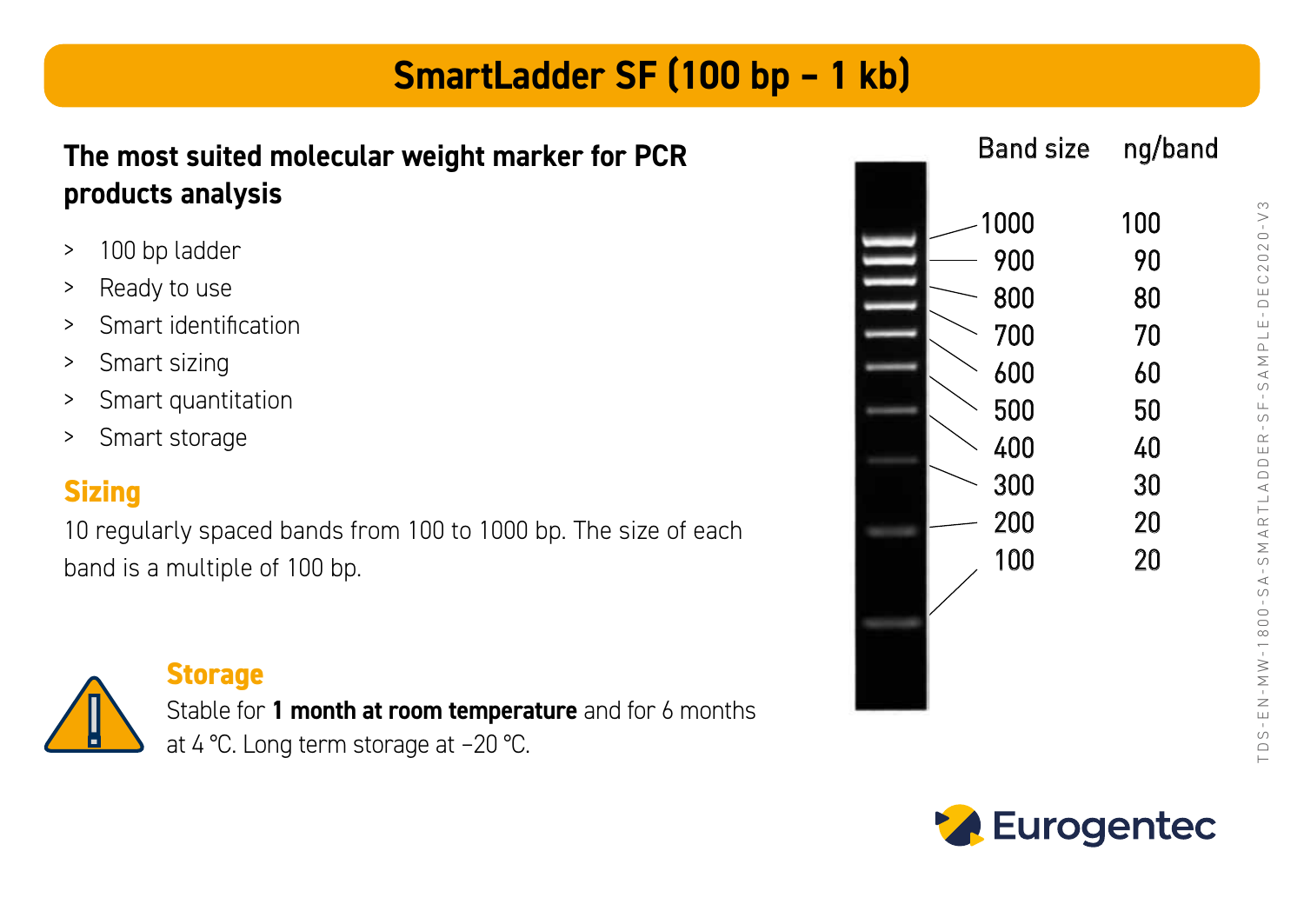# SmartLadder SF (100 bp – 1 kb)

### The most suited molecular weight marker for PCR products analysis

- 100 bp ladder
- Ready to use
- Smart identification
- Smart sizing
- Smart quantitation
- Smart storage

## Sizing

10 regularly spaced bands from 100 to 1000 bp. The size of each band is a multiple of 100 bp.

## Storage

Stable for **1 month at room temperature** and for 6 months at 4 °C. Long term storage at −20 °C.

Band size
ng/band
1000 100
900 90
800 80
700 70
600 60
500 50
400 40
300 30
200 20
100 20

TDS-EN-MW-1800-SA-SMARTLADDER-SF-SAMPLE-DEC2020-V3

Eurogentec